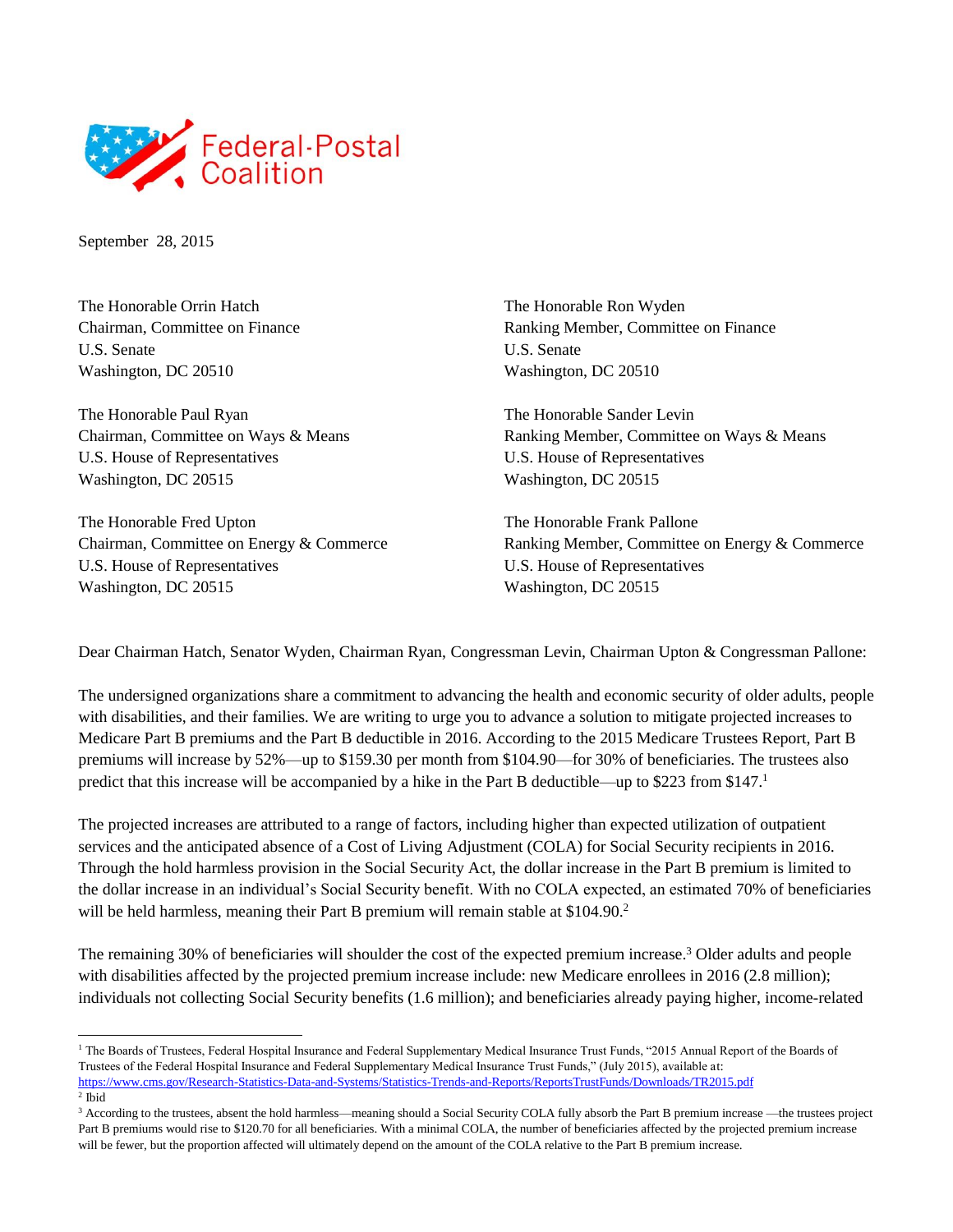Federal-Postal Coalition

September 28, 2015

The Honorable Orrin Hatch
Chairman, Committee on Finance
U.S. Senate
Washington, DC 20510

The Honorable Ron Wyden
Ranking Member, Committee on Finance
U.S. Senate
Washington, DC 20510

The Honorable Paul Ryan
Chairman, Committee on Ways & Means
U.S. House of Representatives
Washington, DC 20515

The Honorable Sander Levin
Ranking Member, Committee on Ways & Means
U.S. House of Representatives
Washington, DC 20515

The Honorable Fred Upton
Chairman, Committee on Energy & Commerce
U.S. House of Representatives
Washington, DC 20515

The Honorable Frank Pallone
Ranking Member, Committee on Energy & Commerce
U.S. House of Representatives
Washington, DC 20515

Dear Chairman Hatch, Senator Wyden, Chairman Ryan, Congressman Levin, Chairman Upton & Congressman Pallone:

The undersigned organizations share a commitment to advancing the health and economic security of older adults, people with disabilities, and their families. We are writing to urge you to advance a solution to mitigate projected increases to Medicare Part B premiums and the Part B deductible in 2016. According to the 2015 Medicare Trustees Report, Part B premiums will increase by 52%—up to $159.30 per month from $104.90—for 30% of beneficiaries. The trustees also predict that this increase will be accompanied by a hike in the Part B deductible—up to $223 from $147.[1]

The projected increases are attributed to a range of factors, including higher than expected utilization of outpatient services and the anticipated absence of a Cost of Living Adjustment (COLA) for Social Security recipients in 2016. Through the hold harmless provision in the Social Security Act, the dollar increase in the Part B premium is limited to the dollar increase in an individual's Social Security benefit. With no COLA expected, an estimated 70% of beneficiaries will be held harmless, meaning their Part B premium will remain stable at $104.90.[2]

The remaining 30% of beneficiaries will shoulder the cost of the expected premium increase.[3] Older adults and people with disabilities affected by the projected premium increase include: new Medicare enrollees in 2016 (2.8 million); individuals not collecting Social Security benefits (1.6 million); and beneficiaries already paying higher, income-related

---

[1] The Boards of Trustees, Federal Hospital Insurance and Federal Supplementary Medical Insurance Trust Funds, "2015 Annual Report of the Boards of Trustees of the Federal Hospital Insurance and Federal Supplementary Medical Insurance Trust Funds," (July 2015), available at: https://www.cms.gov/Research-Statistics-Data-and-Systems/Statistics-Trends-and-Reports/ReportsTrustFunds/Downloads/TR2015.pdf

[2] Ibid

[3] According to the trustees, absent the hold harmless—meaning should a Social Security COLA fully absorb the Part B premium increase —the trustees project Part B premiums would rise to $120.70 for all beneficiaries. With a minimal COLA, the number of beneficiaries affected by the projected premium increase will be fewer, but the proportion affected will ultimately depend on the amount of the COLA relative to the Part B premium increase.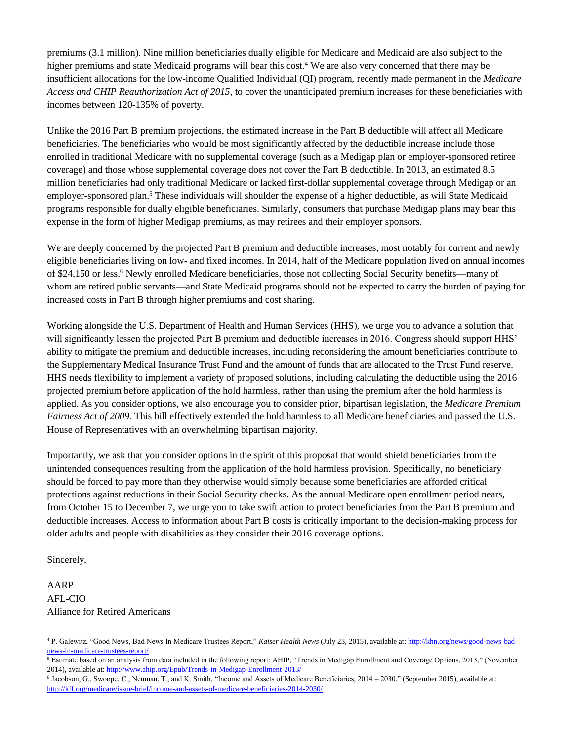premiums (3.1 million). Nine million beneficiaries dually eligible for Medicare and Medicaid are also subject to the higher premiums and state Medicaid programs will bear this cost.[4] We are also very concerned that there may be insufficient allocations for the low-income Qualified Individual (QI) program, recently made permanent in the *Medicare Access and CHIP Reauthorization Act of 2015*, to cover the unanticipated premium increases for these beneficiaries with incomes between 120-135% of poverty.

Unlike the 2016 Part B premium projections, the estimated increase in the Part B deductible will affect all Medicare beneficiaries. The beneficiaries who would be most significantly affected by the deductible increase include those enrolled in traditional Medicare with no supplemental coverage (such as a Medigap plan or employer-sponsored retiree coverage) and those whose supplemental coverage does not cover the Part B deductible. In 2013, an estimated 8.5 million beneficiaries had only traditional Medicare or lacked first-dollar supplemental coverage through Medigap or an employer-sponsored plan.[5] These individuals will shoulder the expense of a higher deductible, as will State Medicaid programs responsible for dually eligible beneficiaries. Similarly, consumers that purchase Medigap plans may bear this expense in the form of higher Medigap premiums, as may retirees and their employer sponsors.

We are deeply concerned by the projected Part B premium and deductible increases, most notably for current and newly eligible beneficiaries living on low- and fixed incomes. In 2014, half of the Medicare population lived on annual incomes of $24,150 or less.[6] Newly enrolled Medicare beneficiaries, those not collecting Social Security benefits—many of whom are retired public servants—and State Medicaid programs should not be expected to carry the burden of paying for increased costs in Part B through higher premiums and cost sharing.

Working alongside the U.S. Department of Health and Human Services (HHS), we urge you to advance a solution that will significantly lessen the projected Part B premium and deductible increases in 2016. Congress should support HHS' ability to mitigate the premium and deductible increases, including reconsidering the amount beneficiaries contribute to the Supplementary Medical Insurance Trust Fund and the amount of funds that are allocated to the Trust Fund reserve. HHS needs flexibility to implement a variety of proposed solutions, including calculating the deductible using the 2016 projected premium before application of the hold harmless, rather than using the premium after the hold harmless is applied. As you consider options, we also encourage you to consider prior, bipartisan legislation, the *Medicare Premium Fairness Act of 2009.* This bill effectively extended the hold harmless to all Medicare beneficiaries and passed the U.S. House of Representatives with an overwhelming bipartisan majority.

Importantly, we ask that you consider options in the spirit of this proposal that would shield beneficiaries from the unintended consequences resulting from the application of the hold harmless provision. Specifically, no beneficiary should be forced to pay more than they otherwise would simply because some beneficiaries are afforded critical protections against reductions in their Social Security checks. As the annual Medicare open enrollment period nears, from October 15 to December 7, we urge you to take swift action to protect beneficiaries from the Part B premium and deductible increases. Access to information about Part B costs is critically important to the decision-making process for older adults and people with disabilities as they consider their 2016 coverage options.

Sincerely,

AARP
AFL-CIO
Alliance for Retired Americans

---

[4] P. Galewitz, "Good News, Bad News In Medicare Trustees Report," *Kaiser Health News* (July 23, 2015), available at: http://khn.org/news/good-news-bad-news-in-medicare-trustees-report/

[5] Estimate based on an analysis from data included in the following report: AHIP, "Trends in Medigap Enrollment and Coverage Options, 2013," (November 2014), available at: http://www.ahip.org/Epub/Trends-in-Medigap-Enrollment-2013/

[6] Jacobson, G., Swoope, C., Neuman, T., and K. Smith, "Income and Assets of Medicare Beneficiaries, 2014 – 2030," (September 2015), available at: http://kff.org/medicare/issue-brief/income-and-assets-of-medicare-beneficiaries-2014-2030/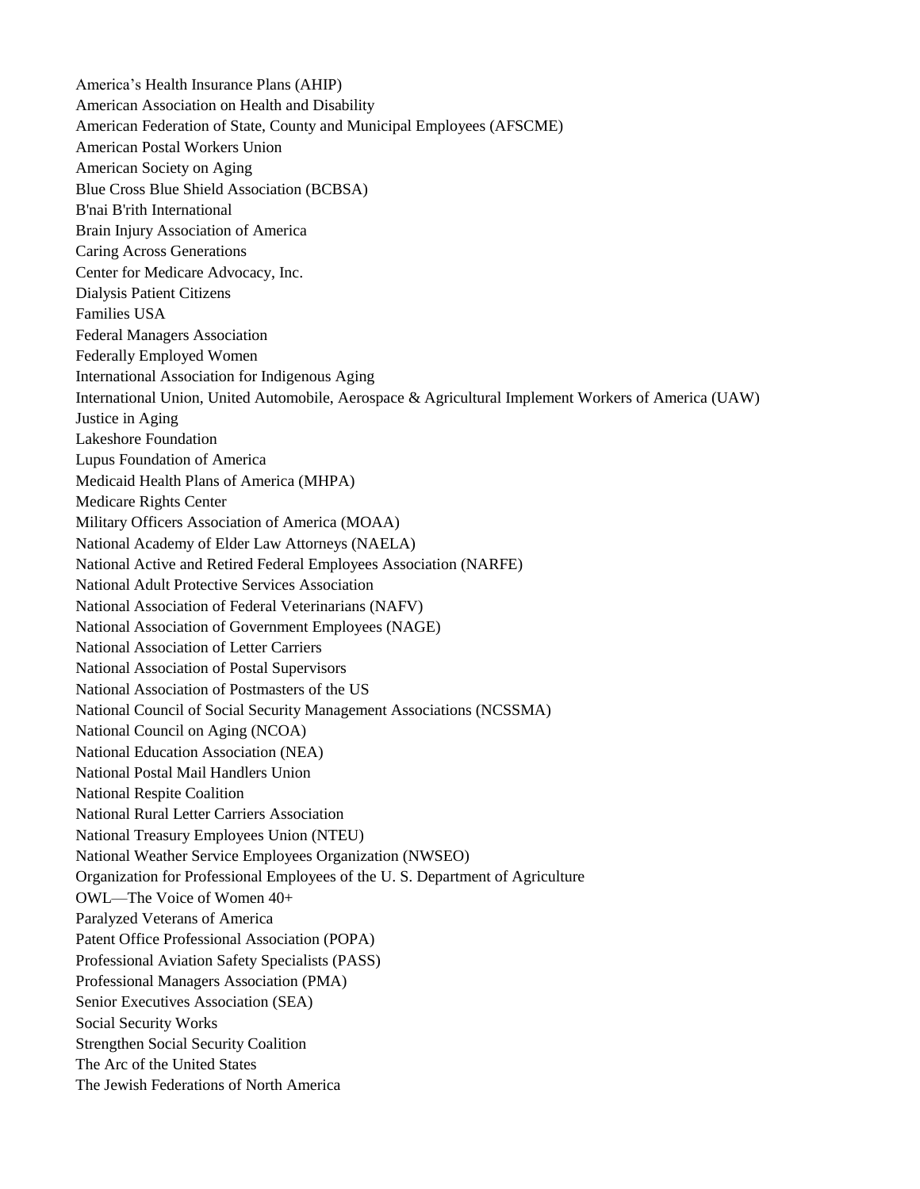America's Health Insurance Plans (AHIP)
American Association on Health and Disability
American Federation of State, County and Municipal Employees (AFSCME)
American Postal Workers Union
American Society on Aging
Blue Cross Blue Shield Association (BCBSA)
B'nai B'rith International
Brain Injury Association of America
Caring Across Generations
Center for Medicare Advocacy, Inc.
Dialysis Patient Citizens
Families USA
Federal Managers Association
Federally Employed Women
International Association for Indigenous Aging
International Union, United Automobile, Aerospace & Agricultural Implement Workers of America (UAW)
Justice in Aging
Lakeshore Foundation
Lupus Foundation of America
Medicaid Health Plans of America (MHPA)
Medicare Rights Center
Military Officers Association of America (MOAA)
National Academy of Elder Law Attorneys (NAELA)
National Active and Retired Federal Employees Association (NARFE)
National Adult Protective Services Association
National Association of Federal Veterinarians (NAFV)
National Association of Government Employees (NAGE)
National Association of Letter Carriers
National Association of Postal Supervisors
National Association of Postmasters of the US
National Council of Social Security Management Associations (NCSSMA)
National Council on Aging (NCOA)
National Education Association (NEA)
National Postal Mail Handlers Union
National Respite Coalition
National Rural Letter Carriers Association
National Treasury Employees Union (NTEU)
National Weather Service Employees Organization (NWSEO)
Organization for Professional Employees of the U. S. Department of Agriculture
OWL—The Voice of Women 40+
Paralyzed Veterans of America
Patent Office Professional Association (POPA)
Professional Aviation Safety Specialists (PASS)
Professional Managers Association (PMA)
Senior Executives Association (SEA)
Social Security Works
Strengthen Social Security Coalition
The Arc of the United States
The Jewish Federations of North America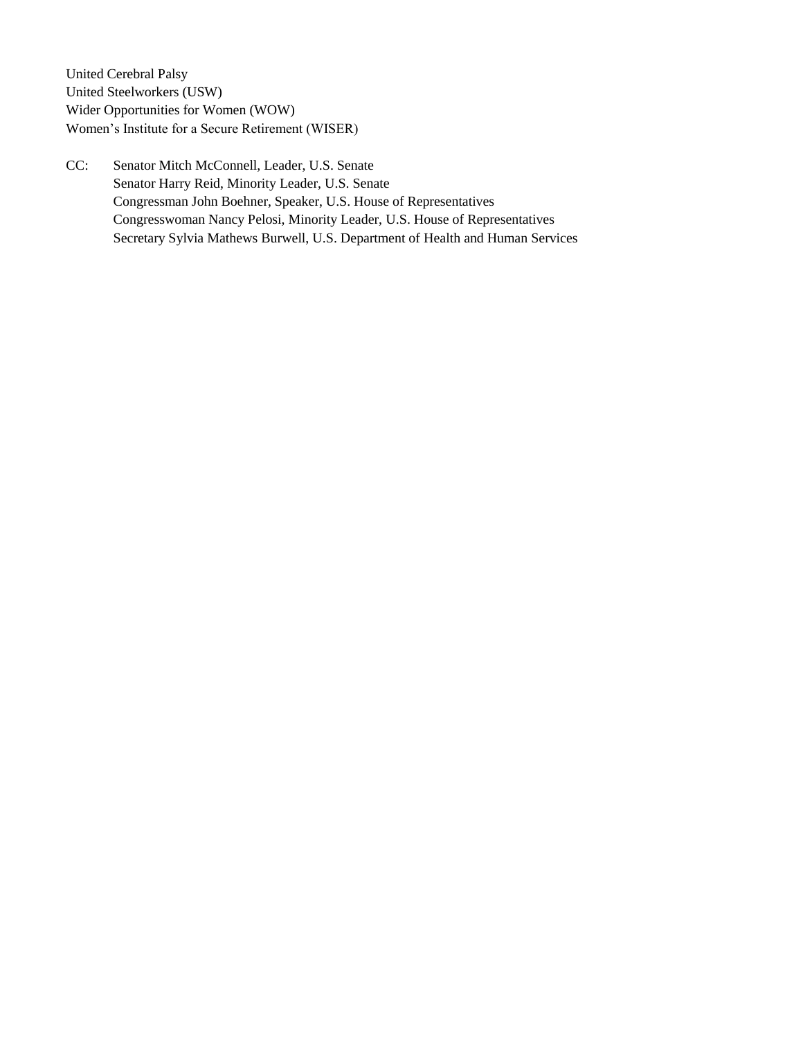United Cerebral Palsy
United Steelworkers (USW)
Wider Opportunities for Women (WOW)
Women's Institute for a Secure Retirement (WISER)

CC: Senator Mitch McConnell, Leader, U.S. Senate
Senator Harry Reid, Minority Leader, U.S. Senate
Congressman John Boehner, Speaker, U.S. House of Representatives
Congresswoman Nancy Pelosi, Minority Leader, U.S. House of Representatives
Secretary Sylvia Mathews Burwell, U.S. Department of Health and Human Services